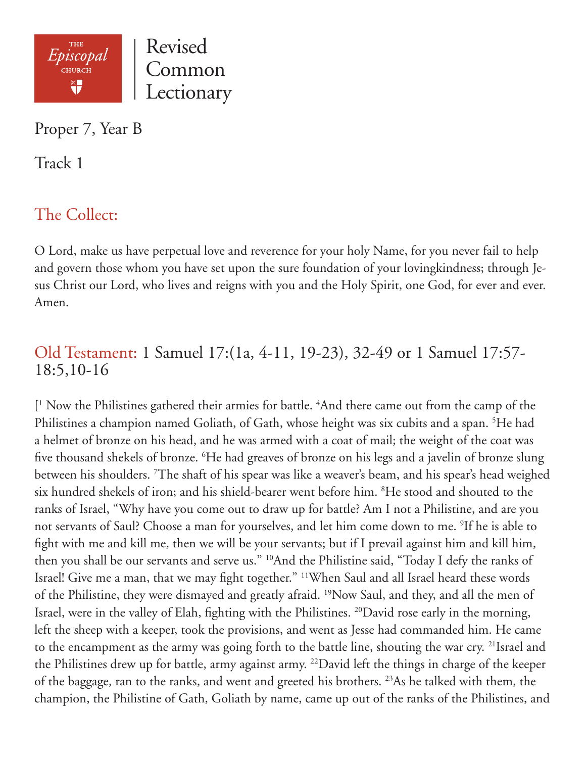THE *Episcopal* CHURCH

Revised Common Lectionary

Proper 7, Year B

Track 1

## The Collect:

O Lord, make us have perpetual love and reverence for your holy Name, for you never fail to help and govern those whom you have set upon the sure foundation of your lovingkindness; through Jesus Christ our Lord, who lives and reigns with you and the Holy Spirit, one God, for ever and ever. Amen.

## Old Testament: 1 Samuel 17:(1a, 4-11, 19-23), 32-49 or 1 Samuel 17:57-18:5,10-16

[1 Now the Philistines gathered their armies for battle. 4And there came out from the camp of the Philistines a champion named Goliath, of Gath, whose height was six cubits and a span. 5He had a helmet of bronze on his head, and he was armed with a coat of mail; the weight of the coat was five thousand shekels of bronze. 6He had greaves of bronze on his legs and a javelin of bronze slung between his shoulders. 7The shaft of his spear was like a weaver's beam, and his spear's head weighed six hundred shekels of iron; and his shield-bearer went before him. 8He stood and shouted to the ranks of Israel, "Why have you come out to draw up for battle? Am I not a Philistine, and are you not servants of Saul? Choose a man for yourselves, and let him come down to me. 9If he is able to fight with me and kill me, then we will be your servants; but if I prevail against him and kill him, then you shall be our servants and serve us." 10And the Philistine said, "Today I defy the ranks of Israel! Give me a man, that we may fight together." 11When Saul and all Israel heard these words of the Philistine, they were dismayed and greatly afraid. 19Now Saul, and they, and all the men of Israel, were in the valley of Elah, fighting with the Philistines. 20David rose early in the morning, left the sheep with a keeper, took the provisions, and went as Jesse had commanded him. He came to the encampment as the army was going forth to the battle line, shouting the war cry. 21Israel and the Philistines drew up for battle, army against army. 22David left the things in charge of the keeper of the baggage, ran to the ranks, and went and greeted his brothers. 23As he talked with them, the champion, the Philistine of Gath, Goliath by name, came up out of the ranks of the Philistines, and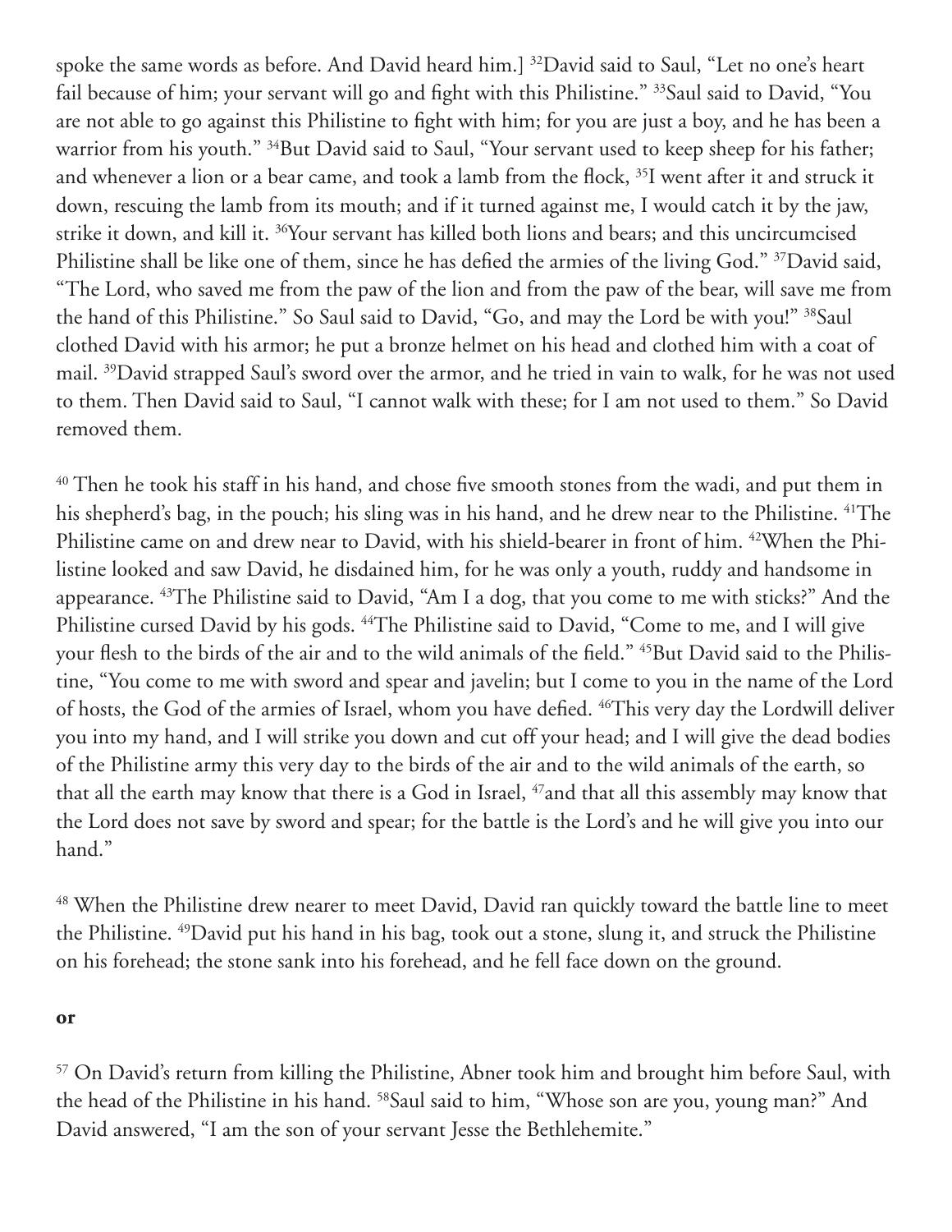spoke the same words as before. And David heard him.] [32]David said to Saul, "Let no one's heart fail because of him; your servant will go and fight with this Philistine." [33]Saul said to David, "You are not able to go against this Philistine to fight with him; for you are just a boy, and he has been a warrior from his youth." [34]But David said to Saul, "Your servant used to keep sheep for his father; and whenever a lion or a bear came, and took a lamb from the flock, [35]I went after it and struck it down, rescuing the lamb from its mouth; and if it turned against me, I would catch it by the jaw, strike it down, and kill it. [36]Your servant has killed both lions and bears; and this uncircumcised Philistine shall be like one of them, since he has defied the armies of the living God." [37]David said, "The Lord, who saved me from the paw of the lion and from the paw of the bear, will save me from the hand of this Philistine." So Saul said to David, "Go, and may the Lord be with you!" [38]Saul clothed David with his armor; he put a bronze helmet on his head and clothed him with a coat of mail. [39]David strapped Saul's sword over the armor, and he tried in vain to walk, for he was not used to them. Then David said to Saul, "I cannot walk with these; for I am not used to them." So David removed them.

[40] Then he took his staff in his hand, and chose five smooth stones from the wadi, and put them in his shepherd's bag, in the pouch; his sling was in his hand, and he drew near to the Philistine. [41]The Philistine came on and drew near to David, with his shield-bearer in front of him. [42]When the Philistine looked and saw David, he disdained him, for he was only a youth, ruddy and handsome in appearance. [43]The Philistine said to David, "Am I a dog, that you come to me with sticks?" And the Philistine cursed David by his gods. [44]The Philistine said to David, "Come to me, and I will give your flesh to the birds of the air and to the wild animals of the field." [45]But David said to the Philistine, "You come to me with sword and spear and javelin; but I come to you in the name of the Lord of hosts, the God of the armies of Israel, whom you have defied. [46]This very day the Lordwill deliver you into my hand, and I will strike you down and cut off your head; and I will give the dead bodies of the Philistine army this very day to the birds of the air and to the wild animals of the earth, so that all the earth may know that there is a God in Israel, [47]and that all this assembly may know that the Lord does not save by sword and spear; for the battle is the Lord's and he will give you into our hand."

[48] When the Philistine drew nearer to meet David, David ran quickly toward the battle line to meet the Philistine. [49]David put his hand in his bag, took out a stone, slung it, and struck the Philistine on his forehead; the stone sank into his forehead, and he fell face down on the ground.

**or**

[57] On David's return from killing the Philistine, Abner took him and brought him before Saul, with the head of the Philistine in his hand. [58]Saul said to him, "Whose son are you, young man?" And David answered, "I am the son of your servant Jesse the Bethlehemite."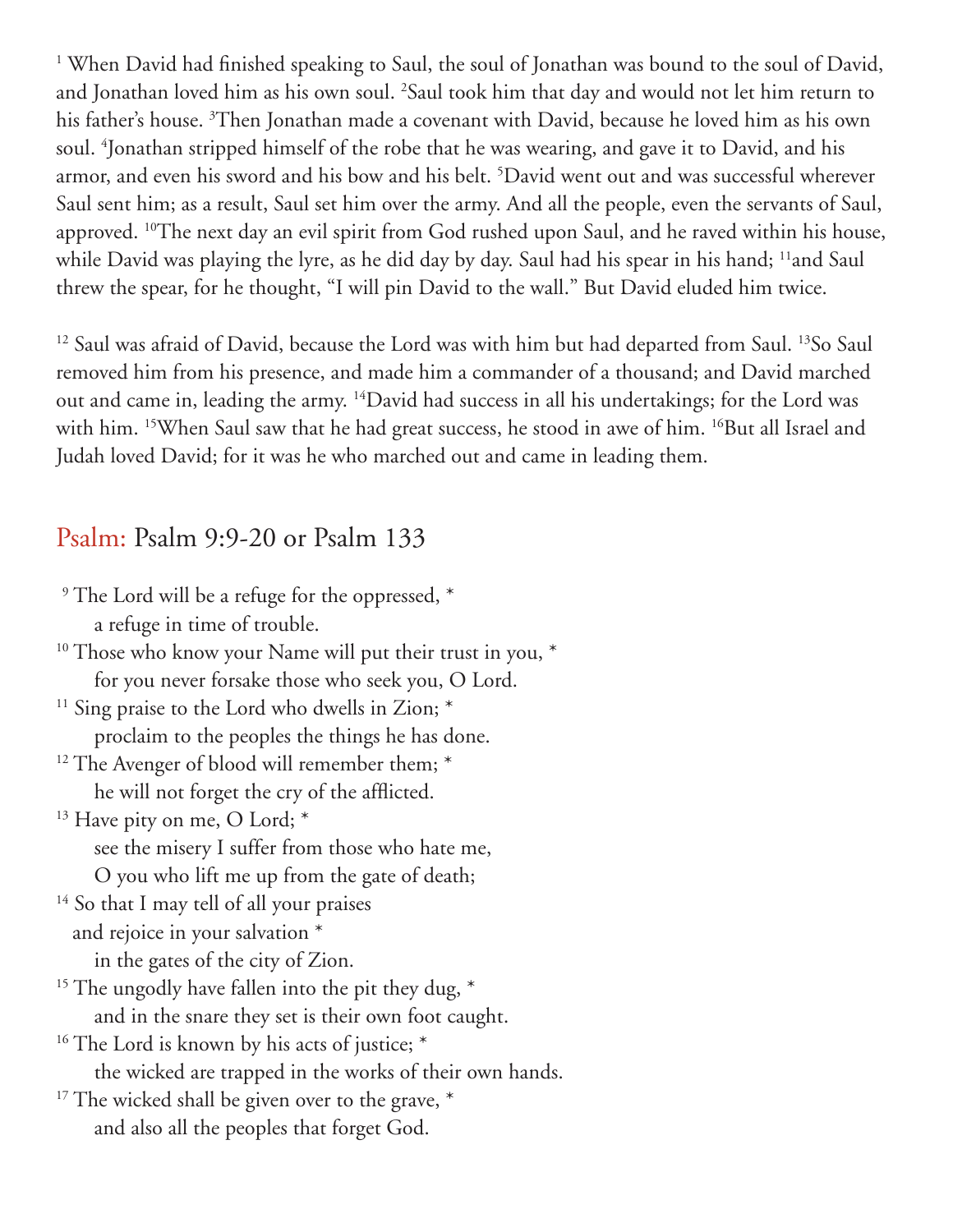[1] When David had finished speaking to Saul, the soul of Jonathan was bound to the soul of David, and Jonathan loved him as his own soul. [2]Saul took him that day and would not let him return to his father's house. [3]Then Jonathan made a covenant with David, because he loved him as his own soul. [4]Jonathan stripped himself of the robe that he was wearing, and gave it to David, and his armor, and even his sword and his bow and his belt. [5]David went out and was successful wherever Saul sent him; as a result, Saul set him over the army. And all the people, even the servants of Saul, approved. [10]The next day an evil spirit from God rushed upon Saul, and he raved within his house, while David was playing the lyre, as he did day by day. Saul had his spear in his hand; [11]and Saul threw the spear, for he thought, "I will pin David to the wall." But David eluded him twice.

[12] Saul was afraid of David, because the Lord was with him but had departed from Saul. [13]So Saul removed him from his presence, and made him a commander of a thousand; and David marched out and came in, leading the army. [14]David had success in all his undertakings; for the Lord was with him. [15]When Saul saw that he had great success, he stood in awe of him. [16]But all Israel and Judah loved David; for it was he who marched out and came in leading them.

## Psalm: Psalm 9:9-20 or Psalm 133

[9] The Lord will be a refuge for the oppressed, *
  a refuge in time of trouble.
[10] Those who know your Name will put their trust in you, *
  for you never forsake those who seek you, O Lord.
[11] Sing praise to the Lord who dwells in Zion; *
  proclaim to the peoples the things he has done.
[12] The Avenger of blood will remember them; *
  he will not forget the cry of the afflicted.
[13] Have pity on me, O Lord; *
  see the misery I suffer from those who hate me,
  O you who lift me up from the gate of death;
[14] So that I may tell of all your praises
 and rejoice in your salvation *
  in the gates of the city of Zion.
[15] The ungodly have fallen into the pit they dug, *
  and in the snare they set is their own foot caught.
[16] The Lord is known by his acts of justice; *
  the wicked are trapped in the works of their own hands.
[17] The wicked shall be given over to the grave, *
  and also all the peoples that forget God.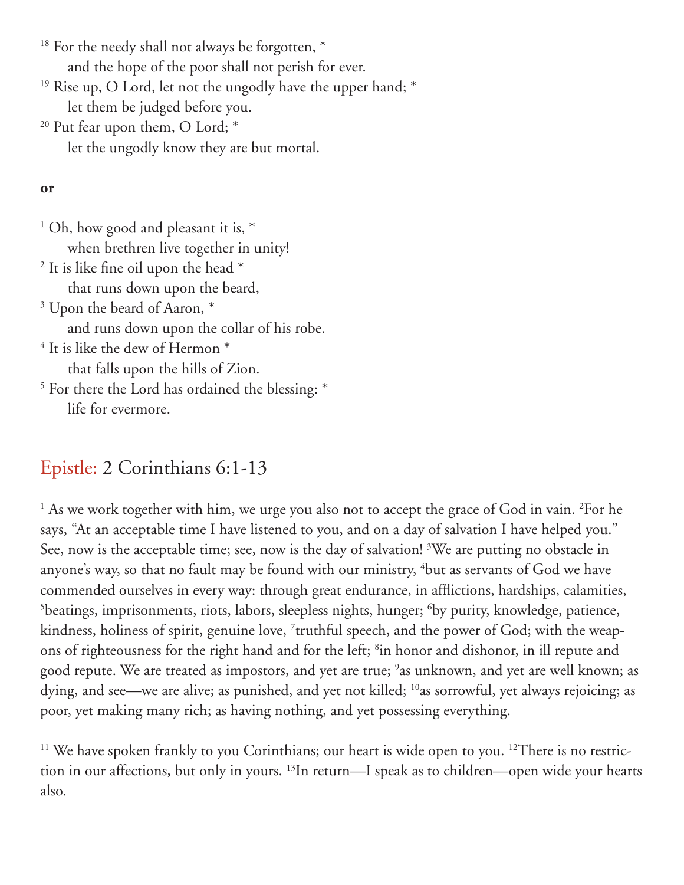[18] For the needy shall not always be forgotten, *
    and the hope of the poor shall not perish for ever.
[19] Rise up, O Lord, let not the ungodly have the upper hand; *
    let them be judged before you.
[20] Put fear upon them, O Lord; *
    let the ungodly know they are but mortal.

**or**

[1] Oh, how good and pleasant it is, *
    when brethren live together in unity!
[2] It is like fine oil upon the head *
    that runs down upon the beard,
[3] Upon the beard of Aaron, *
    and runs down upon the collar of his robe.
[4] It is like the dew of Hermon *
    that falls upon the hills of Zion.
[5] For there the Lord has ordained the blessing: *
    life for evermore.

## Epistle: 2 Corinthians 6:1-13

[1] As we work together with him, we urge you also not to accept the grace of God in vain. [2]For he says, "At an acceptable time I have listened to you, and on a day of salvation I have helped you." See, now is the acceptable time; see, now is the day of salvation! [3]We are putting no obstacle in anyone's way, so that no fault may be found with our ministry, [4]but as servants of God we have commended ourselves in every way: through great endurance, in afflictions, hardships, calamities, [5]beatings, imprisonments, riots, labors, sleepless nights, hunger; [6]by purity, knowledge, patience, kindness, holiness of spirit, genuine love, [7]truthful speech, and the power of God; with the weapons of righteousness for the right hand and for the left; [8]in honor and dishonor, in ill repute and good repute. We are treated as impostors, and yet are true; [9]as unknown, and yet are well known; as dying, and see—we are alive; as punished, and yet not killed; [10]as sorrowful, yet always rejoicing; as poor, yet making many rich; as having nothing, and yet possessing everything.

[11] We have spoken frankly to you Corinthians; our heart is wide open to you. [12]There is no restriction in our affections, but only in yours. [13]In return—I speak as to children—open wide your hearts also.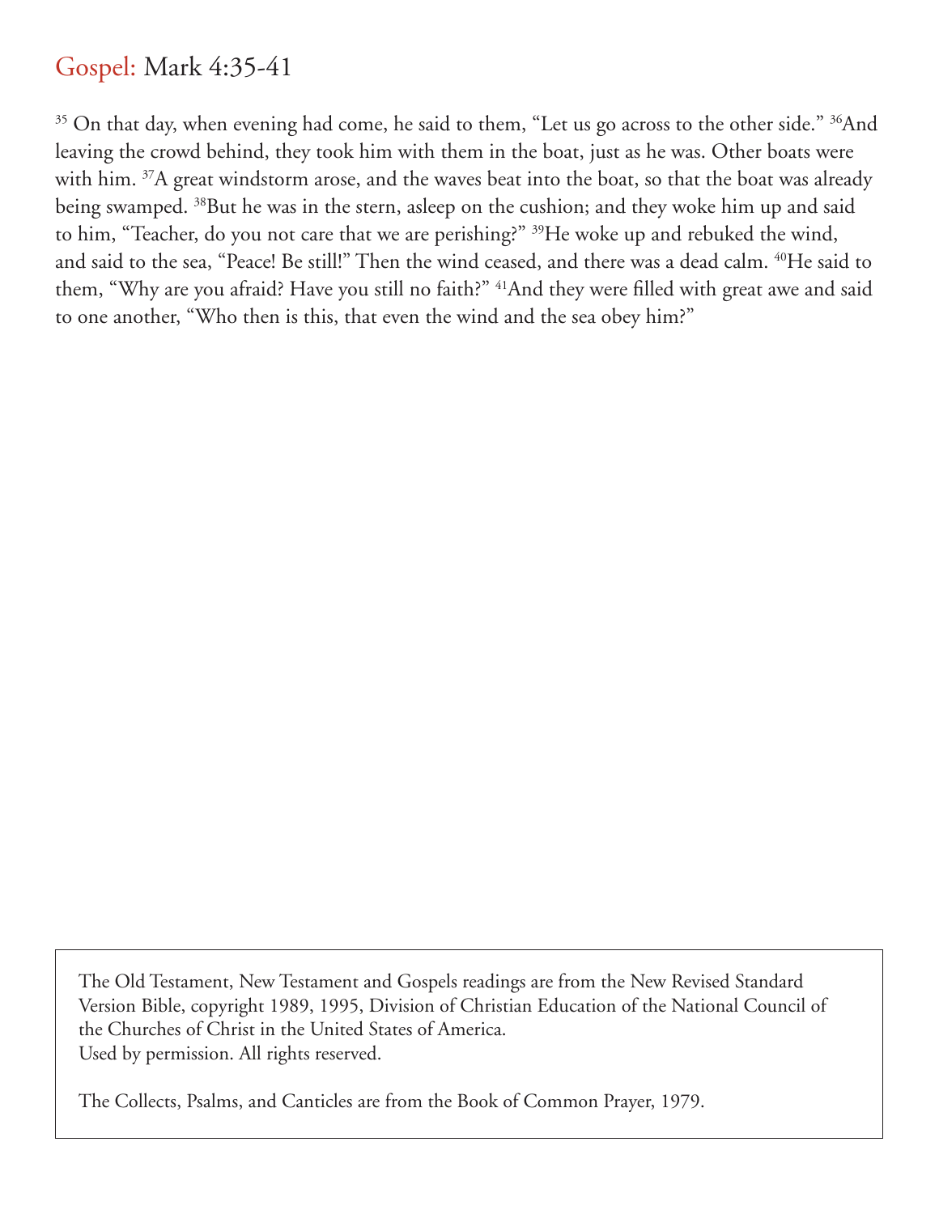## Gospel: Mark 4:35-41

[35] On that day, when evening had come, he said to them, “Let us go across to the other side.” [36]And leaving the crowd behind, they took him with them in the boat, just as he was. Other boats were with him. [37]A great windstorm arose, and the waves beat into the boat, so that the boat was already being swamped. [38]But he was in the stern, asleep on the cushion; and they woke him up and said to him, “Teacher, do you not care that we are perishing?” [39]He woke up and rebuked the wind, and said to the sea, “Peace! Be still!” Then the wind ceased, and there was a dead calm. [40]He said to them, “Why are you afraid? Have you still no faith?” [41]And they were filled with great awe and said to one another, “Who then is this, that even the wind and the sea obey him?”

The Old Testament, New Testament and Gospels readings are from the New Revised Standard Version Bible, copyright 1989, 1995, Division of Christian Education of the National Council of the Churches of Christ in the United States of America.
Used by permission. All rights reserved.

The Collects, Psalms, and Canticles are from the Book of Common Prayer, 1979.